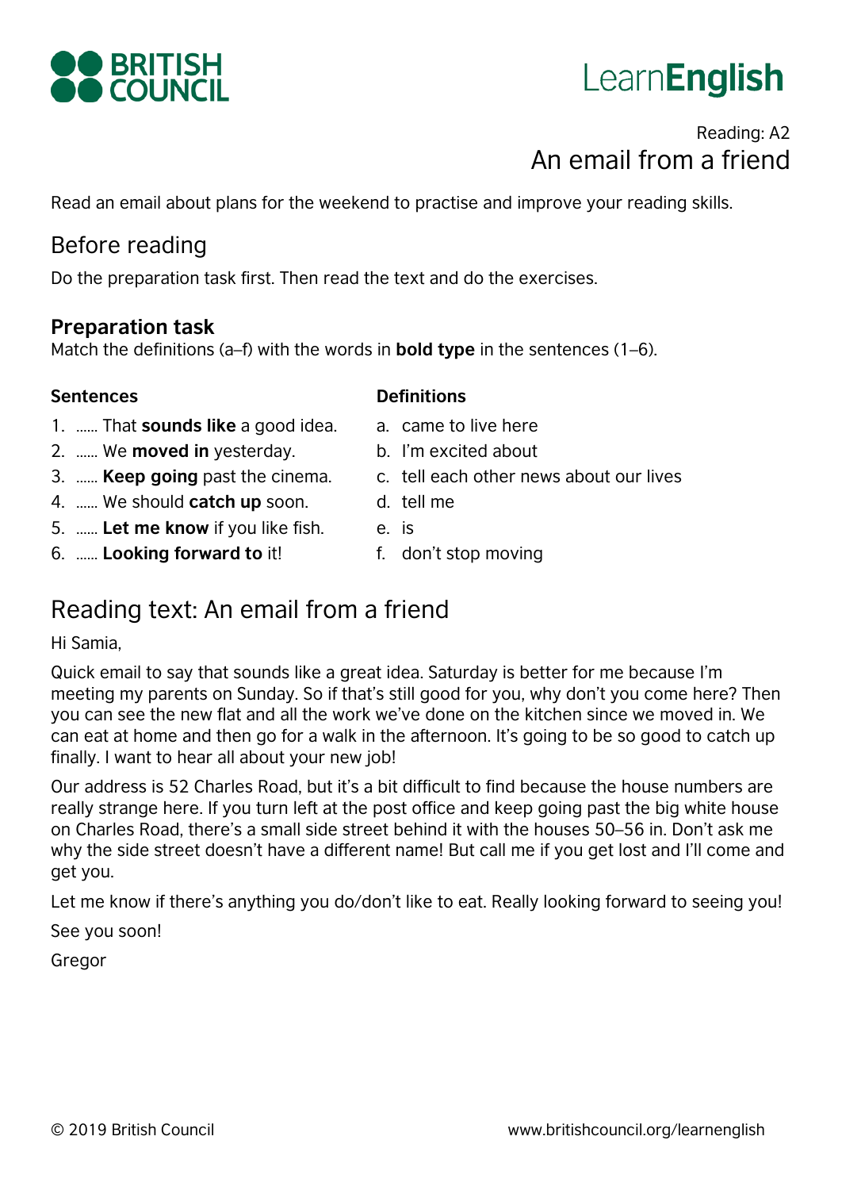**BRITISH COUNCIL**

**Learn English**

Reading: A2

# An email from a friend

Read an email about plans for the weekend to practise and improve your reading skills.

## Before reading

Do the preparation task first. Then read the text and do the exercises.

### Preparation task

Match the definitions (a–f) with the words in **bold type** in the sentences (1–6).

**Sentences**

1. …… That **sounds like** a good idea.
2. …… We **moved in** yesterday.
3. …… **Keep going** past the cinema.
4. …… We should **catch up** soon.
5. …… **Let me know** if you like fish.
6. …… **Looking forward to** it!

**Definitions**

a. came to live here
b. I'm excited about
c. tell each other news about our lives
d. tell me
e. is
f. don't stop moving

## Reading text: An email from a friend

Hi Samia,

Quick email to say that sounds like a great idea. Saturday is better for me because I'm meeting my parents on Sunday. So if that's still good for you, why don't you come here? Then you can see the new flat and all the work we've done on the kitchen since we moved in. We can eat at home and then go for a walk in the afternoon. It's going to be so good to catch up finally. I want to hear all about your new job!

Our address is 52 Charles Road, but it's a bit difficult to find because the house numbers are really strange here. If you turn left at the post office and keep going past the big white house on Charles Road, there's a small side street behind it with the houses 50–56 in. Don't ask me why the side street doesn't have a different name! But call me if you get lost and I'll come and get you.

Let me know if there's anything you do/don't like to eat. Really looking forward to seeing you!

See you soon!

Gregor

© 2019 British Council www.britishcouncil.org/learnenglish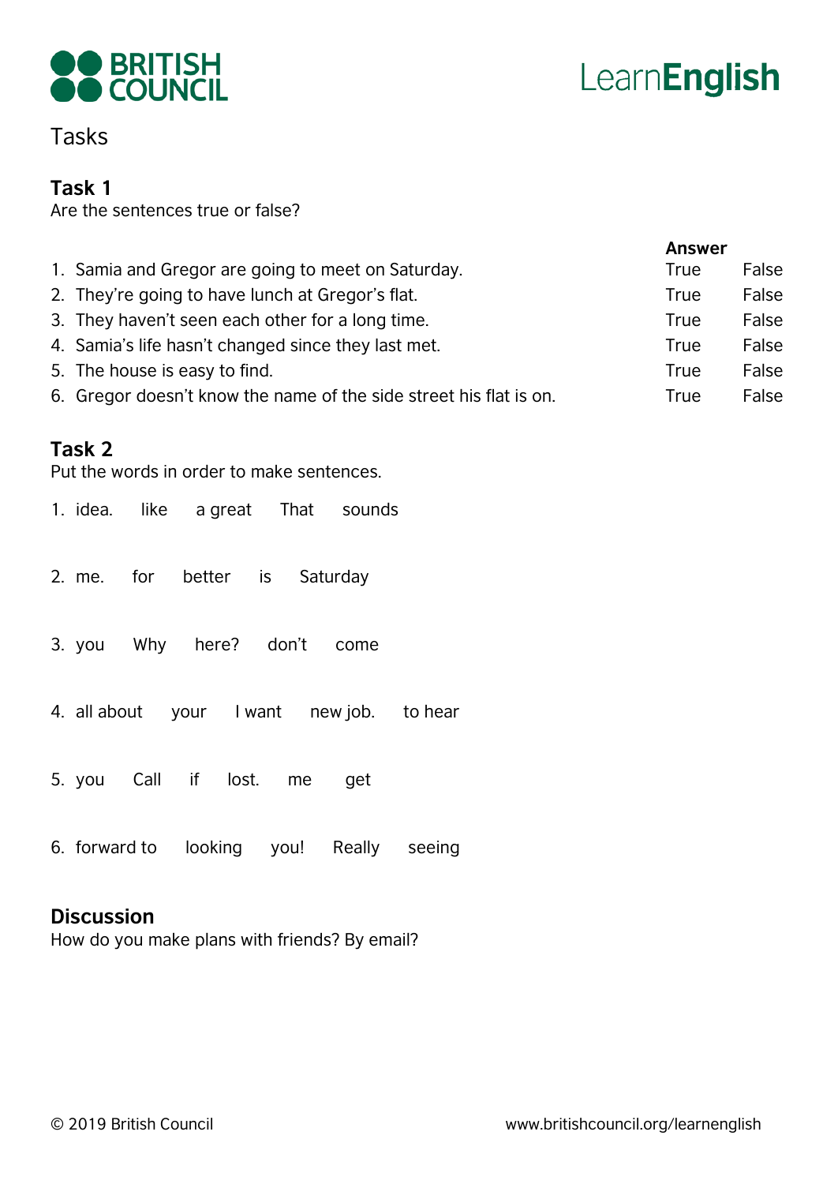# Tasks

## Task 1

Are the sentences true or false?

| | Answer | |
|---|---|---|
| 1. Samia and Gregor are going to meet on Saturday. | True | False |
| 2. They're going to have lunch at Gregor's flat. | True | False |
| 3. They haven't seen each other for a long time. | True | False |
| 4. Samia's life hasn't changed since they last met. | True | False |
| 5. The house is easy to find. | True | False |
| 6. Gregor doesn't know the name of the side street his flat is on. | True | False |

## Task 2

Put the words in order to make sentences.

1. idea. like a great That sounds

2. me. for better is Saturday

3. you Why here? don't come

4. all about your I want new job. to hear

5. you Call if lost. me get

6. forward to looking you! Really seeing

## Discussion

How do you make plans with friends? By email?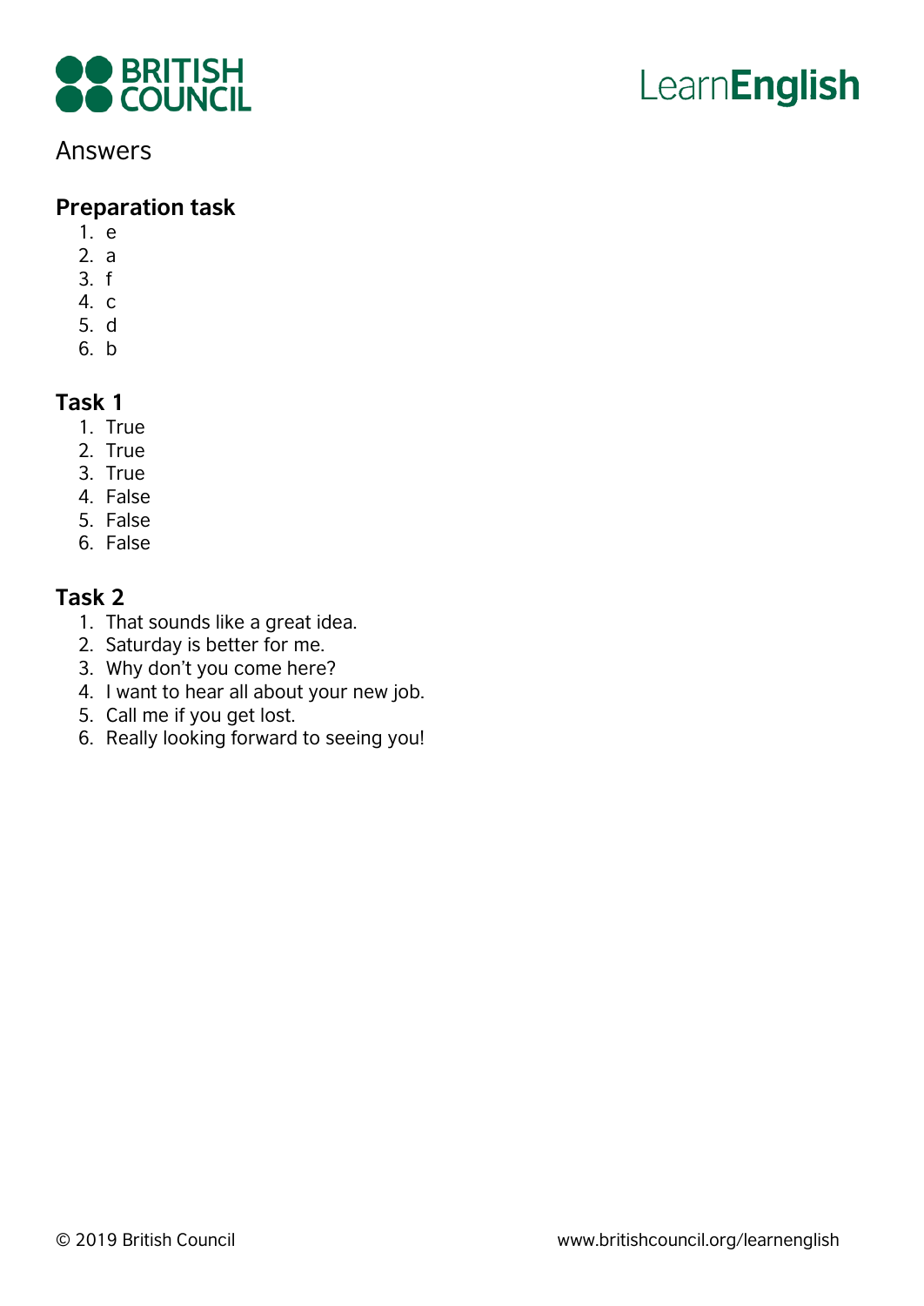# Answers

## Preparation task

1. e
2. a
3. f
4. c
5. d
6. b

## Task 1

1. True
2. True
3. True
4. False
5. False
6. False

## Task 2

1. That sounds like a great idea.
2. Saturday is better for me.
3. Why don't you come here?
4. I want to hear all about your new job.
5. Call me if you get lost.
6. Really looking forward to seeing you!